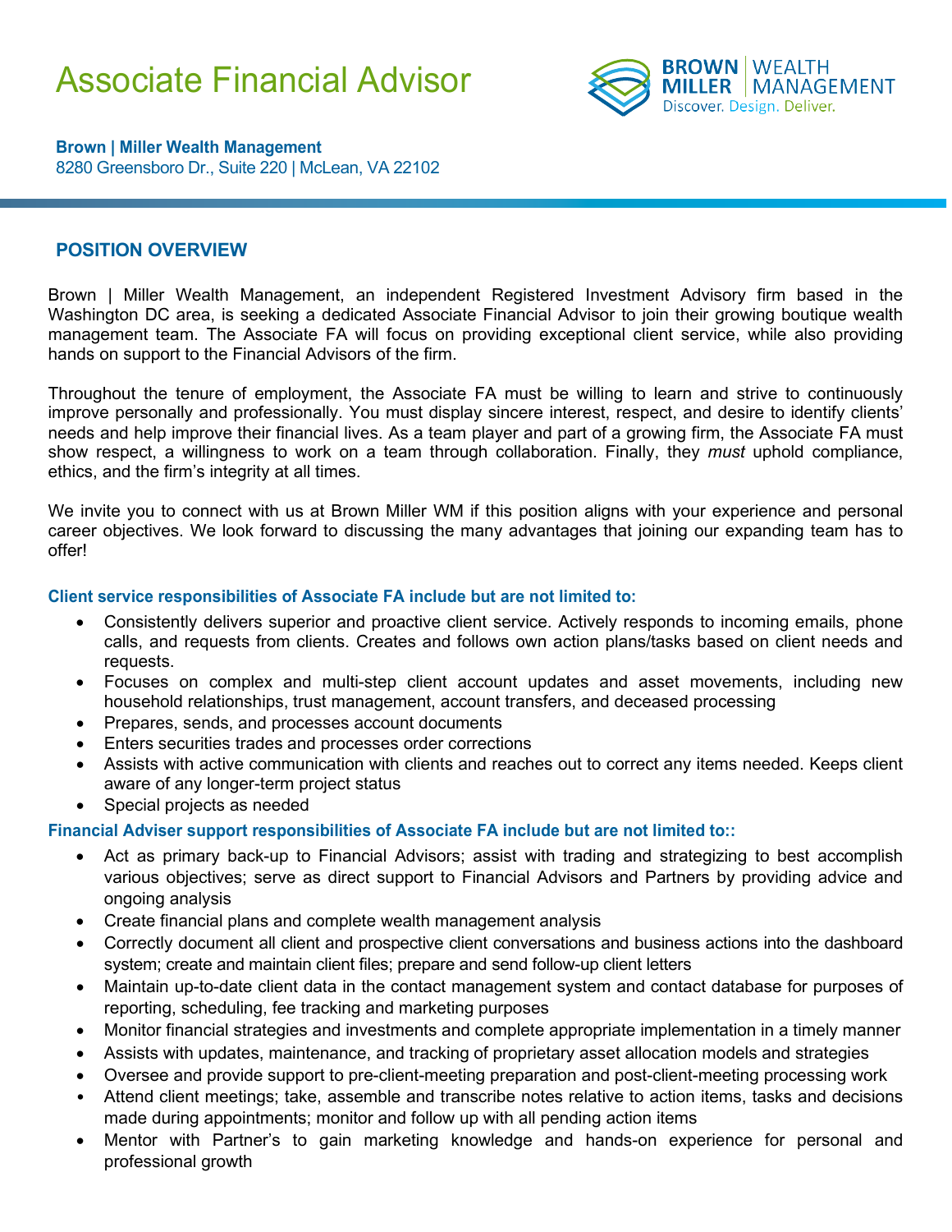# Associate Financial Advisor

BROWN MILLER | WEALTH MANAGEMENT
Discover. Design. Deliver.

**Brown | Miller Wealth Management**
8280 Greensboro Dr., Suite 220 | McLean, VA 22102

## POSITION OVERVIEW

Brown | Miller Wealth Management, an independent Registered Investment Advisory firm based in the Washington DC area, is seeking a dedicated Associate Financial Advisor to join their growing boutique wealth management team. The Associate FA will focus on providing exceptional client service, while also providing hands on support to the Financial Advisors of the firm.

Throughout the tenure of employment, the Associate FA must be willing to learn and strive to continuously improve personally and professionally. You must display sincere interest, respect, and desire to identify clients' needs and help improve their financial lives. As a team player and part of a growing firm, the Associate FA must show respect, a willingness to work on a team through collaboration. Finally, they *must* uphold compliance, ethics, and the firm's integrity at all times.

We invite you to connect with us at Brown Miller WM if this position aligns with your experience and personal career objectives. We look forward to discussing the many advantages that joining our expanding team has to offer!

**Client service responsibilities of Associate FA include but are not limited to:**

- Consistently delivers superior and proactive client service. Actively responds to incoming emails, phone calls, and requests from clients. Creates and follows own action plans/tasks based on client needs and requests.
- Focuses on complex and multi-step client account updates and asset movements, including new household relationships, trust management, account transfers, and deceased processing
- Prepares, sends, and processes account documents
- Enters securities trades and processes order corrections
- Assists with active communication with clients and reaches out to correct any items needed. Keeps client aware of any longer-term project status
- Special projects as needed

**Financial Adviser support responsibilities of Associate FA include but are not limited to::**

- Act as primary back-up to Financial Advisors; assist with trading and strategizing to best accomplish various objectives; serve as direct support to Financial Advisors and Partners by providing advice and ongoing analysis
- Create financial plans and complete wealth management analysis
- Correctly document all client and prospective client conversations and business actions into the dashboard system; create and maintain client files; prepare and send follow-up client letters
- Maintain up-to-date client data in the contact management system and contact database for purposes of reporting, scheduling, fee tracking and marketing purposes
- Monitor financial strategies and investments and complete appropriate implementation in a timely manner
- Assists with updates, maintenance, and tracking of proprietary asset allocation models and strategies
- Oversee and provide support to pre-client-meeting preparation and post-client-meeting processing work
- Attend client meetings; take, assemble and transcribe notes relative to action items, tasks and decisions made during appointments; monitor and follow up with all pending action items
- Mentor with Partner's to gain marketing knowledge and hands-on experience for personal and professional growth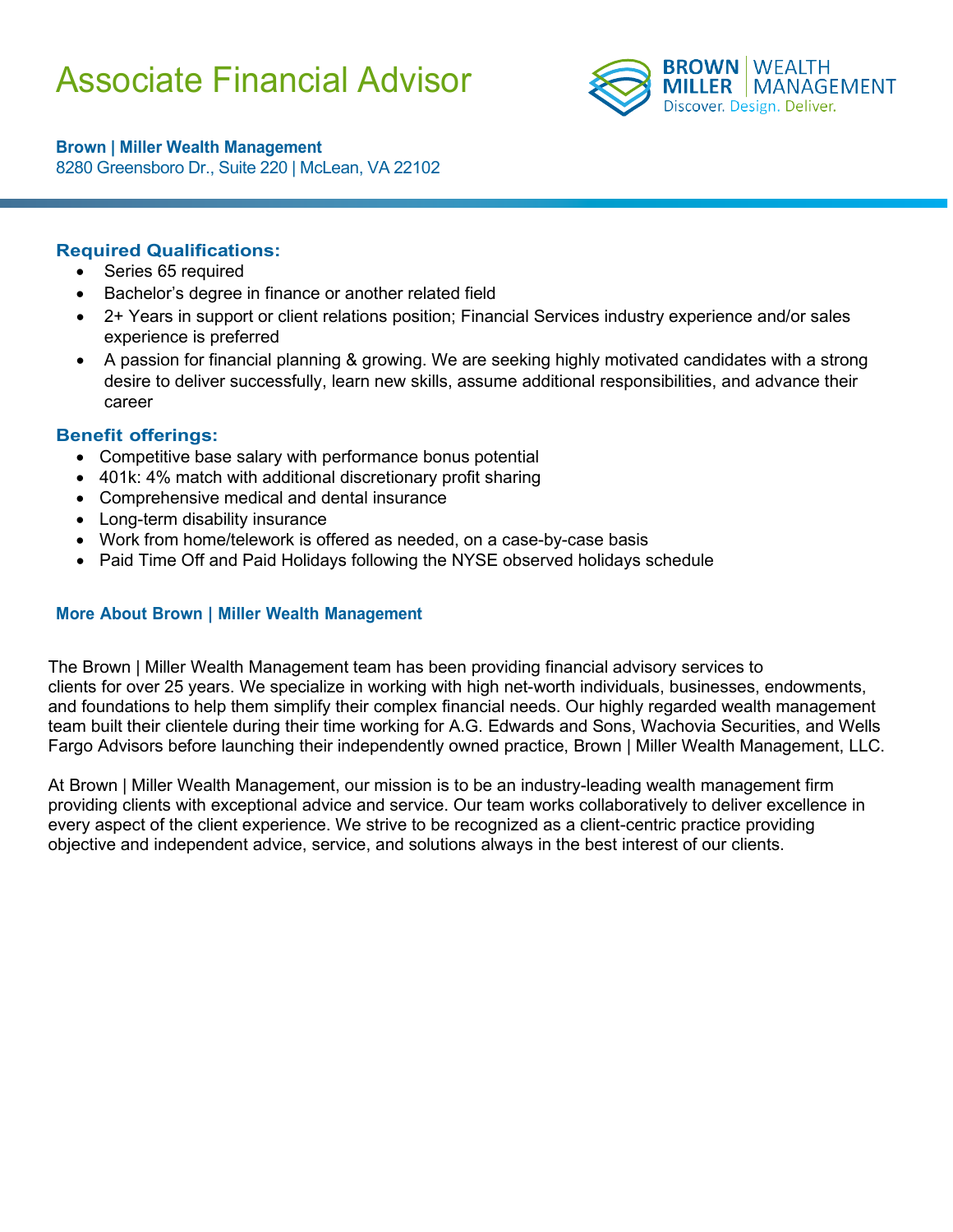# Associate Financial Advisor

**Brown | Miller Wealth Management**
8280 Greensboro Dr., Suite 220 | McLean, VA 22102

BROWN | WEALTH
MILLER | MANAGEMENT
Discover. Design. Deliver.

### Required Qualifications:

- Series 65 required
- Bachelor's degree in finance or another related field
- 2+ Years in support or client relations position; Financial Services industry experience and/or sales experience is preferred
- A passion for financial planning & growing. We are seeking highly motivated candidates with a strong desire to deliver successfully, learn new skills, assume additional responsibilities, and advance their career

### Benefit offerings:

- Competitive base salary with performance bonus potential
- 401k: 4% match with additional discretionary profit sharing
- Comprehensive medical and dental insurance
- Long-term disability insurance
- Work from home/telework is offered as needed, on a case-by-case basis
- Paid Time Off and Paid Holidays following the NYSE observed holidays schedule

### More About Brown | Miller Wealth Management

The Brown | Miller Wealth Management team has been providing financial advisory services to clients for over 25 years. We specialize in working with high net-worth individuals, businesses, endowments, and foundations to help them simplify their complex financial needs. Our highly regarded wealth management team built their clientele during their time working for A.G. Edwards and Sons, Wachovia Securities, and Wells Fargo Advisors before launching their independently owned practice, Brown | Miller Wealth Management, LLC.

At Brown | Miller Wealth Management, our mission is to be an industry-leading wealth management firm providing clients with exceptional advice and service. Our team works collaboratively to deliver excellence in every aspect of the client experience. We strive to be recognized as a client-centric practice providing objective and independent advice, service, and solutions always in the best interest of our clients.